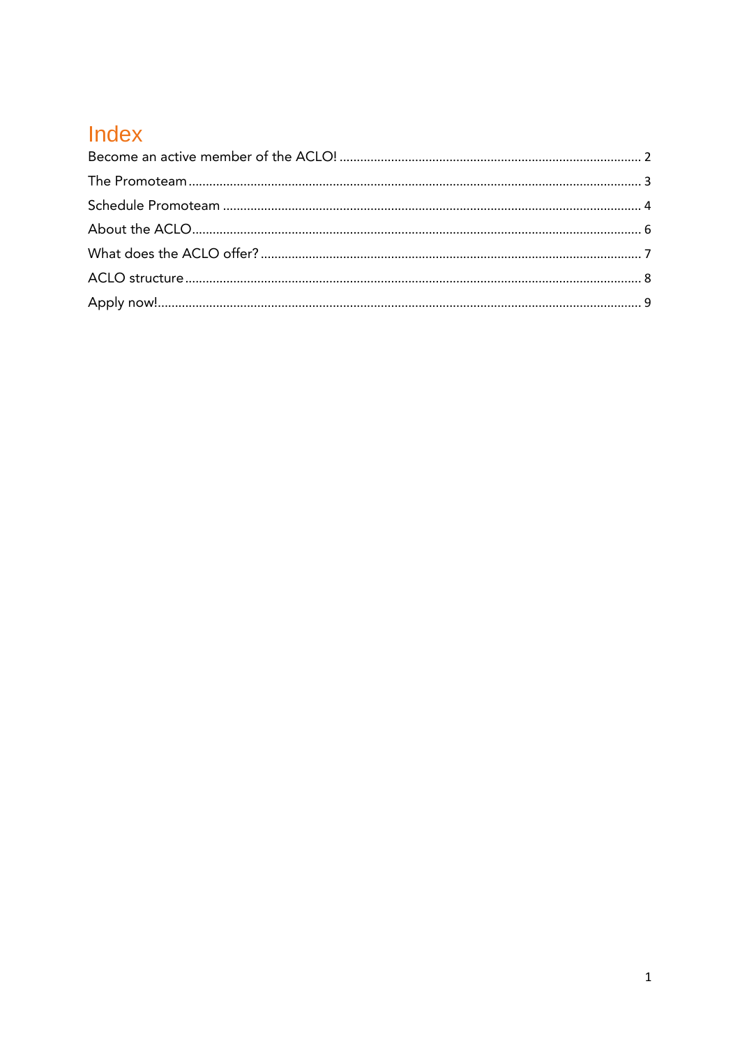# Index

Become an active member of the ACLO! ........................................................................................ 2

The Promoteam ................................................................................................................................ 3

Schedule Promoteam ....................................................................................................................... 4

About the ACLO............................................................................................................................... 6

What does the ACLO offer? ............................................................................................................. 7

ACLO structure ................................................................................................................................. 8

Apply now!........................................................................................................................................ 9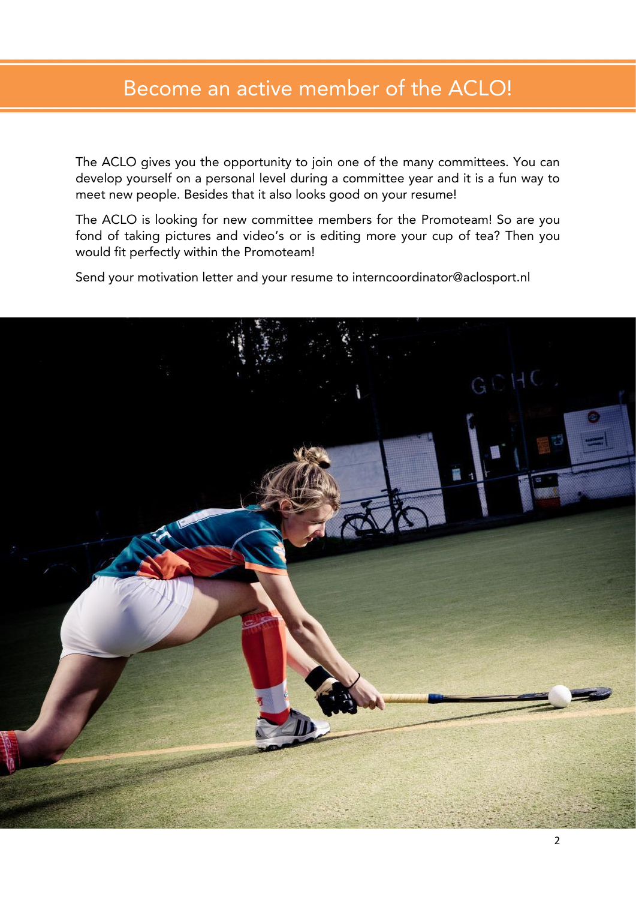# Become an active member of the ACLO!

The ACLO gives you the opportunity to join one of the many committees. You can develop yourself on a personal level during a committee year and it is a fun way to meet new people. Besides that it also looks good on your resume!

The ACLO is looking for new committee members for the Promoteam! So are you fond of taking pictures and video's or is editing more your cup of tea? Then you would fit perfectly within the Promoteam!

Send your motivation letter and your resume to interncoordinator@aclosport.nl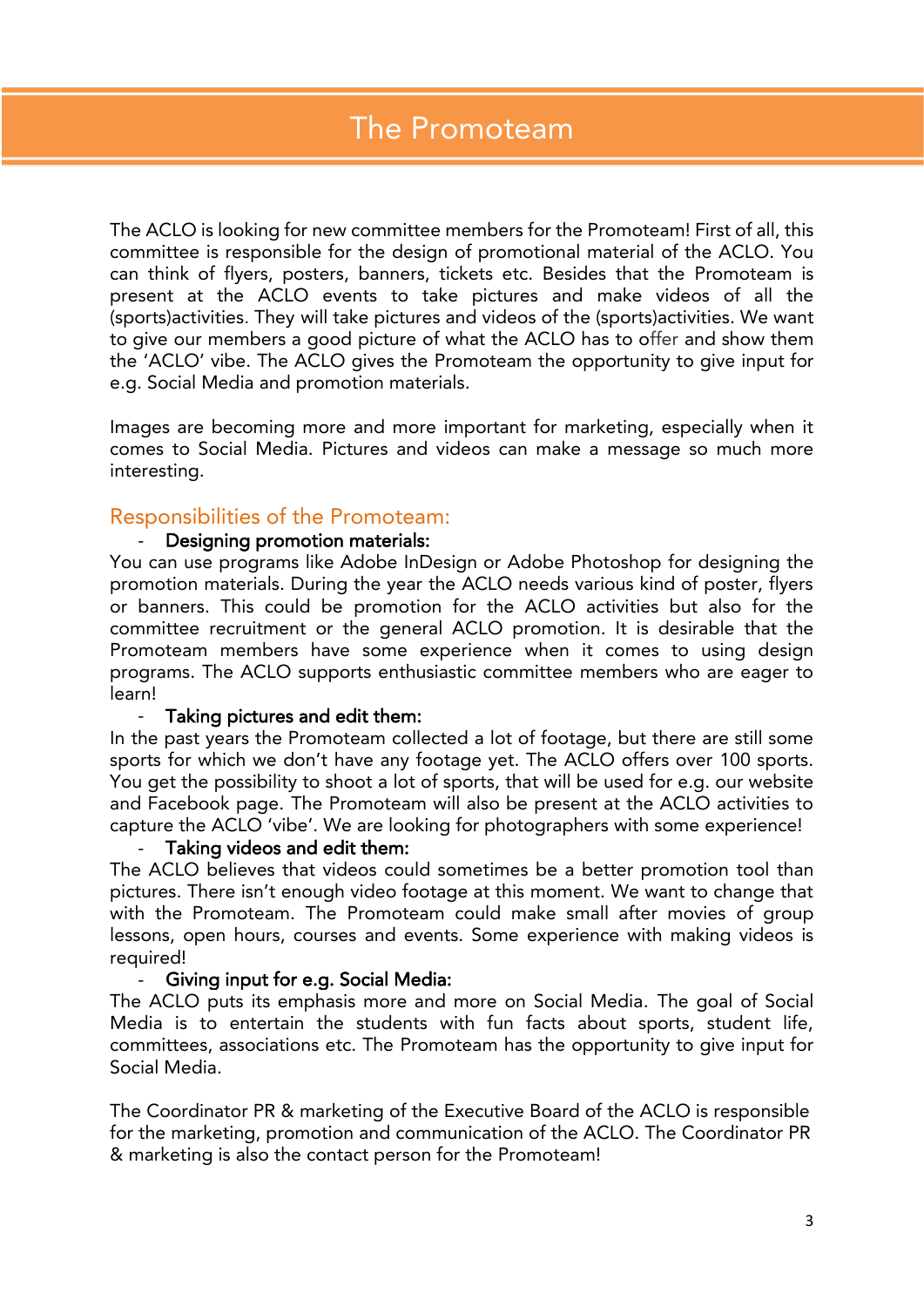# The Promoteam

The ACLO is looking for new committee members for the Promoteam! First of all, this committee is responsible for the design of promotional material of the ACLO. You can think of flyers, posters, banners, tickets etc. Besides that the Promoteam is present at the ACLO events to take pictures and make videos of all the (sports)activities. They will take pictures and videos of the (sports)activities. We want to give our members a good picture of what the ACLO has to offer and show them the 'ACLO' vibe. The ACLO gives the Promoteam the opportunity to give input for e.g. Social Media and promotion materials.

Images are becoming more and more important for marketing, especially when it comes to Social Media. Pictures and videos can make a message so much more interesting.

## Responsibilities of the Promoteam:

- **Designing promotion materials:**

You can use programs like Adobe InDesign or Adobe Photoshop for designing the promotion materials. During the year the ACLO needs various kind of poster, flyers or banners. This could be promotion for the ACLO activities but also for the committee recruitment or the general ACLO promotion. It is desirable that the Promoteam members have some experience when it comes to using design programs. The ACLO supports enthusiastic committee members who are eager to learn!

- **Taking pictures and edit them:**

In the past years the Promoteam collected a lot of footage, but there are still some sports for which we don't have any footage yet. The ACLO offers over 100 sports. You get the possibility to shoot a lot of sports, that will be used for e.g. our website and Facebook page. The Promoteam will also be present at the ACLO activities to capture the ACLO 'vibe'. We are looking for photographers with some experience!

- **Taking videos and edit them:**

The ACLO believes that videos could sometimes be a better promotion tool than pictures. There isn't enough video footage at this moment. We want to change that with the Promoteam. The Promoteam could make small after movies of group lessons, open hours, courses and events. Some experience with making videos is required!

- **Giving input for e.g. Social Media:**

The ACLO puts its emphasis more and more on Social Media. The goal of Social Media is to entertain the students with fun facts about sports, student life, committees, associations etc. The Promoteam has the opportunity to give input for Social Media.

The Coordinator PR & marketing of the Executive Board of the ACLO is responsible for the marketing, promotion and communication of the ACLO. The Coordinator PR & marketing is also the contact person for the Promoteam!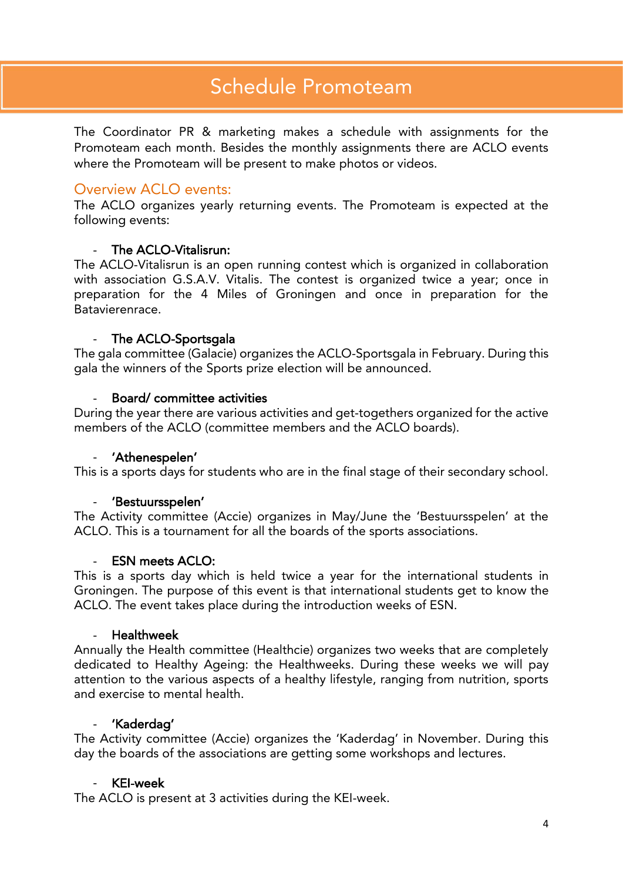# Schedule Promoteam

The Coordinator PR & marketing makes a schedule with assignments for the Promoteam each month. Besides the monthly assignments there are ACLO events where the Promoteam will be present to make photos or videos.

## Overview ACLO events:

The ACLO organizes yearly returning events. The Promoteam is expected at the following events:

- **The ACLO-Vitalisrun:**

The ACLO-Vitalisrun is an open running contest which is organized in collaboration with association G.S.A.V. Vitalis. The contest is organized twice a year; once in preparation for the 4 Miles of Groningen and once in preparation for the Batavierenrace.

- **The ACLO-Sportsgala**

The gala committee (Galacie) organizes the ACLO-Sportsgala in February. During this gala the winners of the Sports prize election will be announced.

- **Board/ committee activities**

During the year there are various activities and get-togethers organized for the active members of the ACLO (committee members and the ACLO boards).

- **'Athenespelen'**

This is a sports days for students who are in the final stage of their secondary school.

- **'Bestuursspelen'**

The Activity committee (Accie) organizes in May/June the 'Bestuursspelen' at the ACLO. This is a tournament for all the boards of the sports associations.

- **ESN meets ACLO:**

This is a sports day which is held twice a year for the international students in Groningen. The purpose of this event is that international students get to know the ACLO. The event takes place during the introduction weeks of ESN.

- **Healthweek**

Annually the Health committee (Healthcie) organizes two weeks that are completely dedicated to Healthy Ageing: the Healthweeks. During these weeks we will pay attention to the various aspects of a healthy lifestyle, ranging from nutrition, sports and exercise to mental health.

- **'Kaderdag'**

The Activity committee (Accie) organizes the 'Kaderdag' in November. During this day the boards of the associations are getting some workshops and lectures.

- **KEI-week**

The ACLO is present at 3 activities during the KEI-week.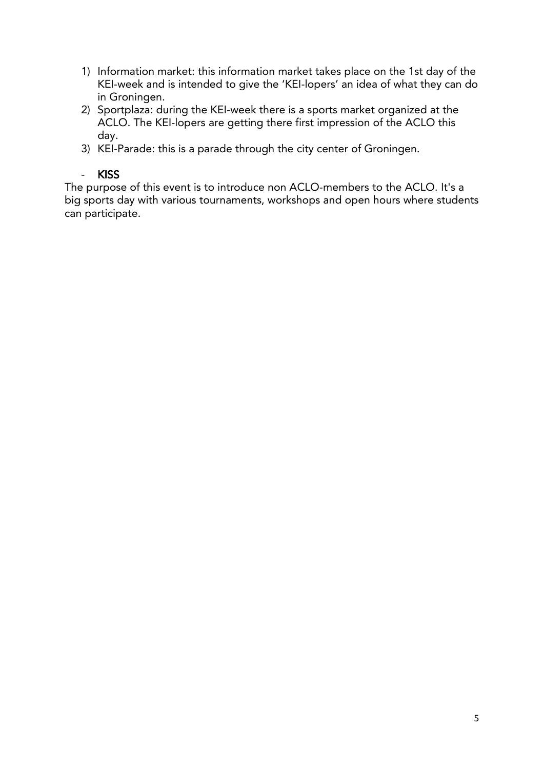1) Information market: this information market takes place on the 1st day of the KEI-week and is intended to give the 'KEI-lopers' an idea of what they can do in Groningen.
2) Sportplaza: during the KEI-week there is a sports market organized at the ACLO. The KEI-lopers are getting there first impression of the ACLO this day.
3) KEI-Parade: this is a parade through the city center of Groningen.

- **KISS**

The purpose of this event is to introduce non ACLO-members to the ACLO. It's a big sports day with various tournaments, workshops and open hours where students can participate.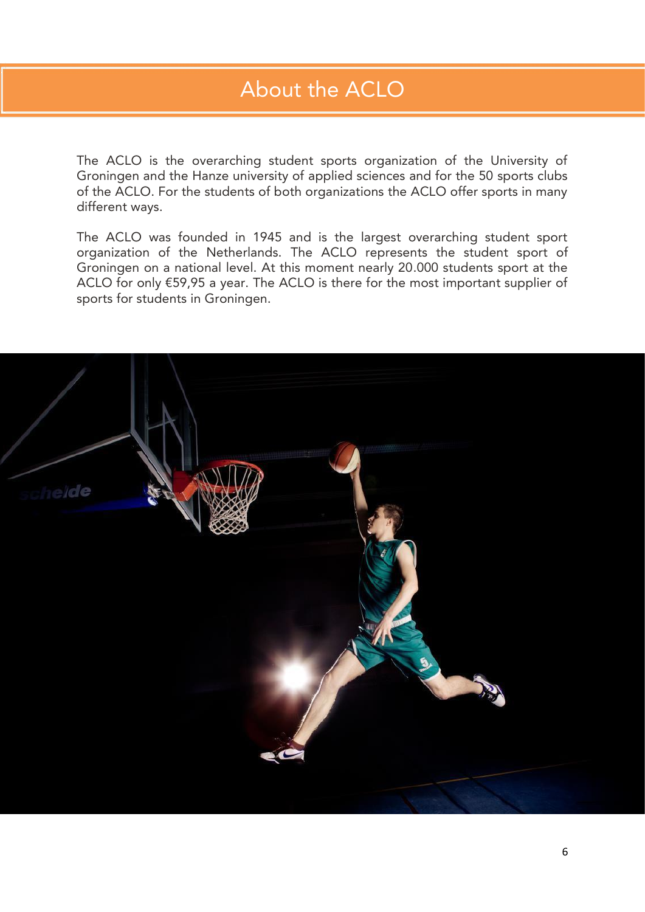# About the ACLO

The ACLO is the overarching student sports organization of the University of Groningen and the Hanze university of applied sciences and for the 50 sports clubs of the ACLO. For the students of both organizations the ACLO offer sports in many different ways.

The ACLO was founded in 1945 and is the largest overarching student sport organization of the Netherlands. The ACLO represents the student sport of Groningen on a national level. At this moment nearly 20.000 students sport at the ACLO for only €59,95 a year. The ACLO is there for the most important supplier of sports for students in Groningen.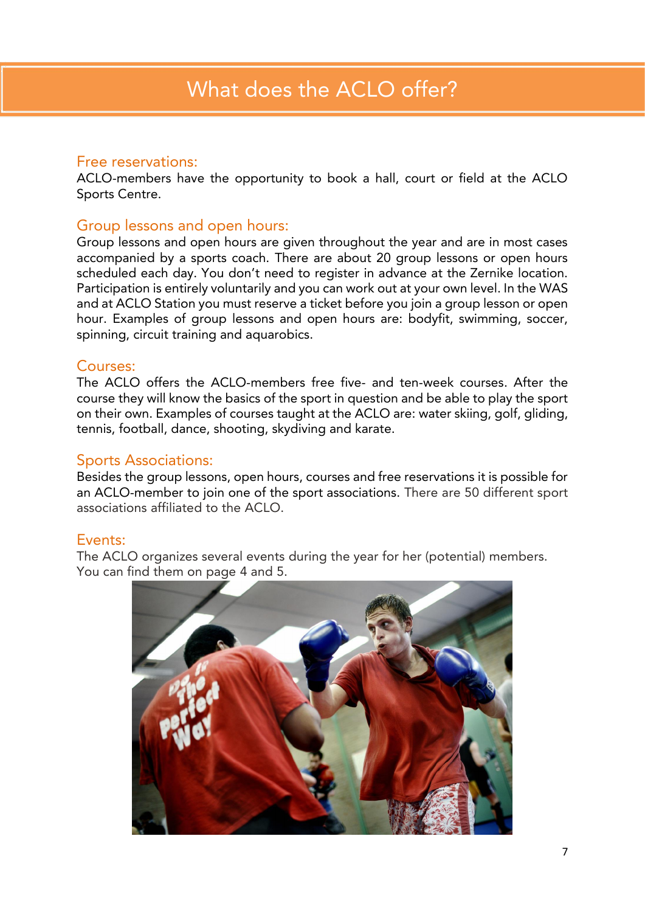# What does the ACLO offer?

## Free reservations:

ACLO-members have the opportunity to book a hall, court or field at the ACLO Sports Centre.

## Group lessons and open hours:

Group lessons and open hours are given throughout the year and are in most cases accompanied by a sports coach. There are about 20 group lessons or open hours scheduled each day. You don't need to register in advance at the Zernike location. Participation is entirely voluntarily and you can work out at your own level. In the WAS and at ACLO Station you must reserve a ticket before you join a group lesson or open hour. Examples of group lessons and open hours are: bodyfit, swimming, soccer, spinning, circuit training and aquarobics.

## Courses:

The ACLO offers the ACLO-members free five- and ten-week courses. After the course they will know the basics of the sport in question and be able to play the sport on their own. Examples of courses taught at the ACLO are: water skiing, golf, gliding, tennis, football, dance, shooting, skydiving and karate.

## Sports Associations:

Besides the group lessons, open hours, courses and free reservations it is possible for an ACLO-member to join one of the sport associations. There are 50 different sport associations affiliated to the ACLO.

## Events:

The ACLO organizes several events during the year for her (potential) members. You can find them on page 4 and 5.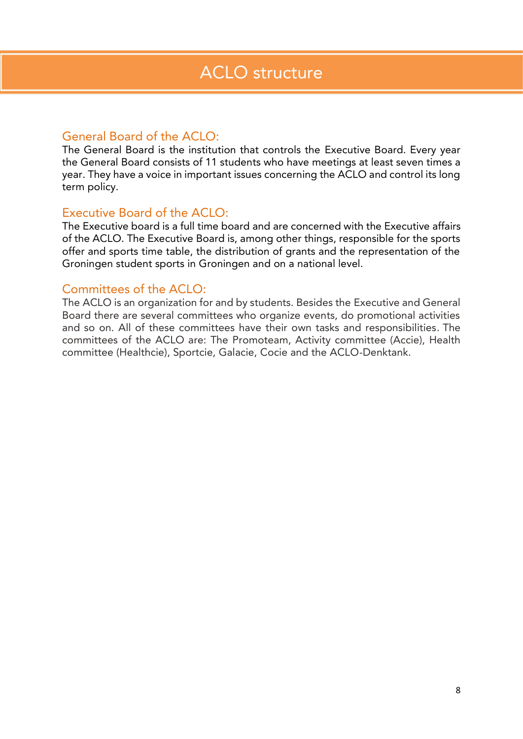# ACLO structure

## General Board of the ACLO:

The General Board is the institution that controls the Executive Board. Every year the General Board consists of 11 students who have meetings at least seven times a year. They have a voice in important issues concerning the ACLO and control its long term policy.

## Executive Board of the ACLO:

The Executive board is a full time board and are concerned with the Executive affairs of the ACLO. The Executive Board is, among other things, responsible for the sports offer and sports time table, the distribution of grants and the representation of the Groningen student sports in Groningen and on a national level.

## Committees of the ACLO:

The ACLO is an organization for and by students. Besides the Executive and General Board there are several committees who organize events, do promotional activities and so on. All of these committees have their own tasks and responsibilities. The committees of the ACLO are: The Promoteam, Activity committee (Accie), Health committee (Healthcie), Sportcie, Galacie, Cocie and the ACLO-Denktank.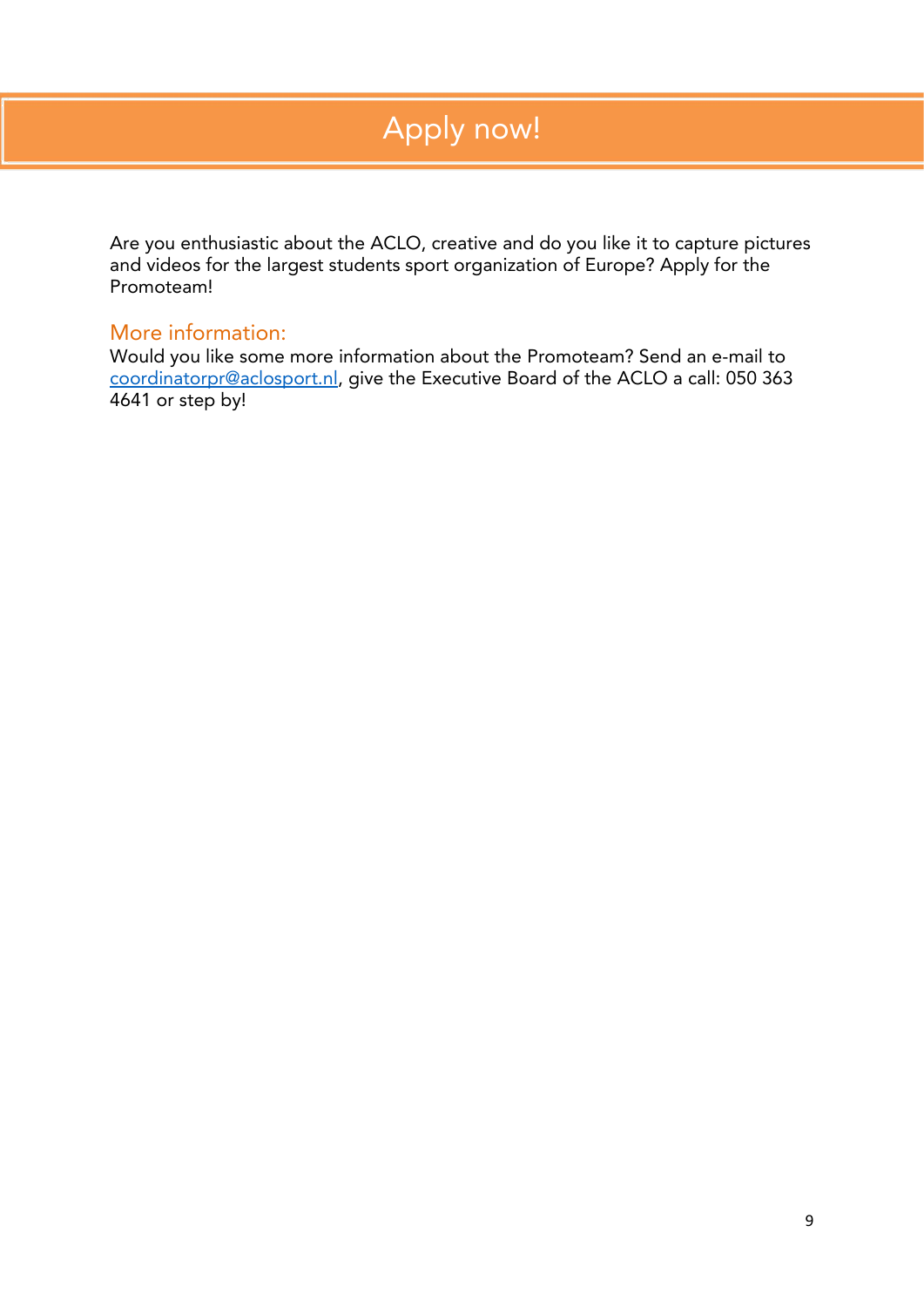# Apply now!

Are you enthusiastic about the ACLO, creative and do you like it to capture pictures and videos for the largest students sport organization of Europe? Apply for the Promoteam!

## More information:

Would you like some more information about the Promoteam? Send an e-mail to coordinatorpr@aclosport.nl, give the Executive Board of the ACLO a call: 050 363 4641 or step by!